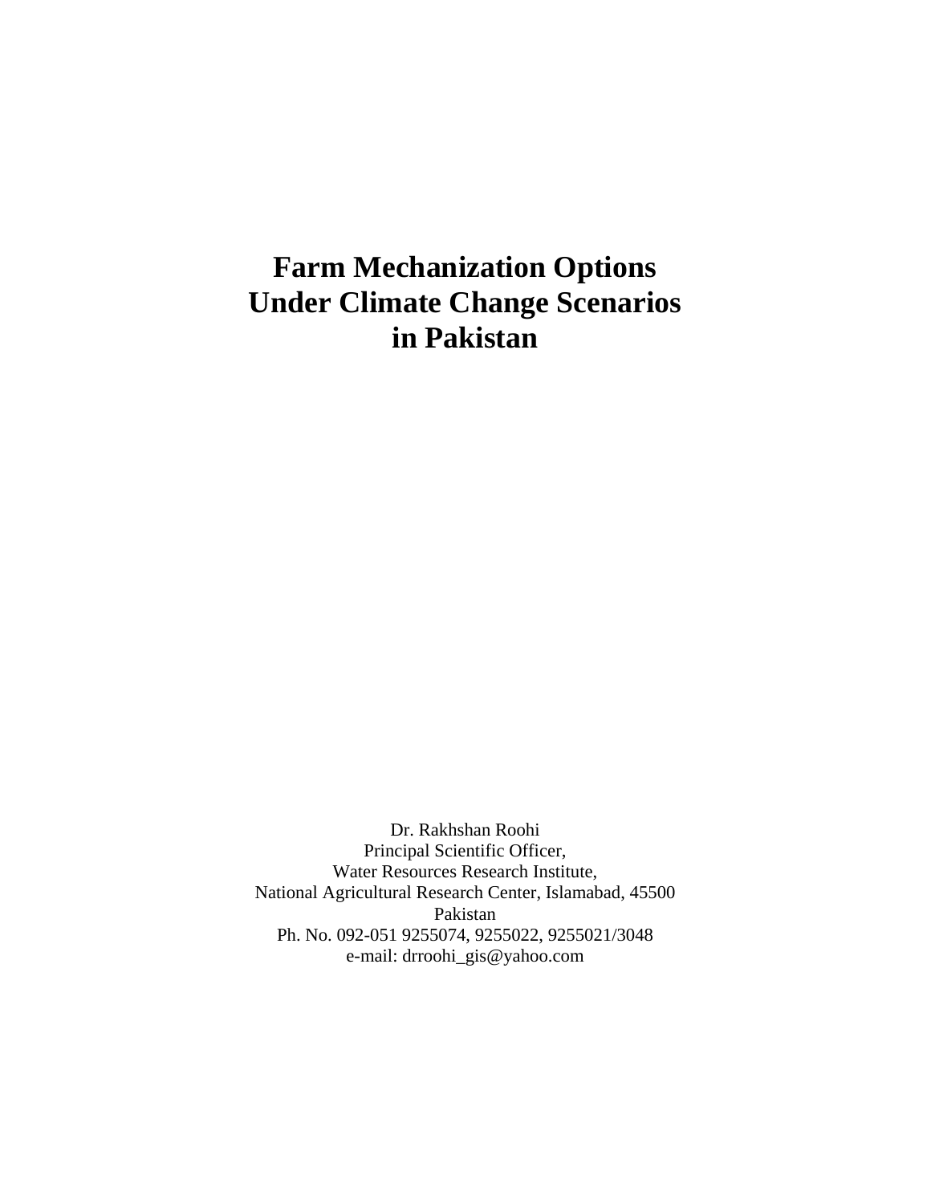# Farm Mechanization Options Under Climate Change Scenarios in Pakistan

Dr. Rakhshan Roohi
Principal Scientific Officer,
Water Resources Research Institute,
National Agricultural Research Center, Islamabad, 45500
Pakistan
Ph. No. 092-051 9255074, 9255022, 9255021/3048
e-mail: drroohi_gis@yahoo.com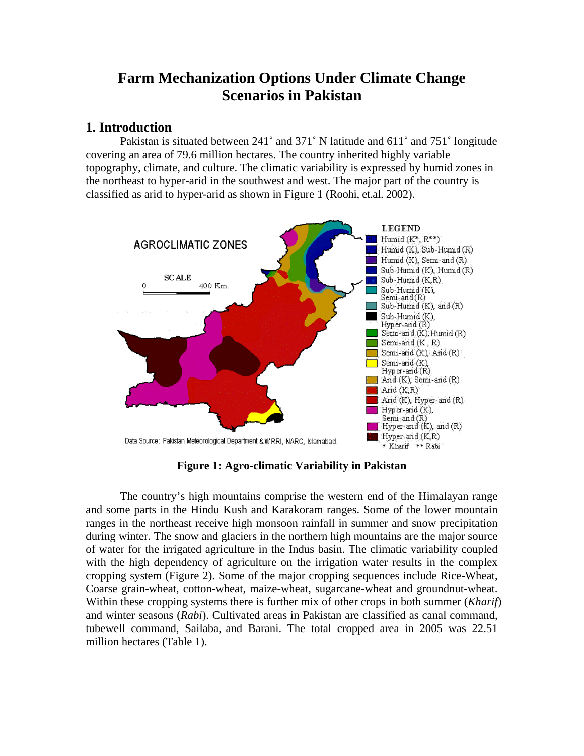# Farm Mechanization Options Under Climate Change Scenarios in Pakistan

## 1. Introduction

Pakistan is situated between 241˚ and 371˚ N latitude and 611˚ and 751˚ longitude covering an area of 79.6 million hectares. The country inherited highly variable topography, climate, and culture. The climatic variability is expressed by humid zones in the northeast to hyper-arid in the southwest and west. The major part of the country is classified as arid to hyper-arid as shown in Figure 1 (Roohi, et.al. 2002).

**Figure 1: Agro-climatic Variability in Pakistan**

The country's high mountains comprise the western end of the Himalayan range and some parts in the Hindu Kush and Karakoram ranges. Some of the lower mountain ranges in the northeast receive high monsoon rainfall in summer and snow precipitation during winter. The snow and glaciers in the northern high mountains are the major source of water for the irrigated agriculture in the Indus basin. The climatic variability coupled with the high dependency of agriculture on the irrigation water results in the complex cropping system (Figure 2). Some of the major cropping sequences include Rice-Wheat, Coarse grain-wheat, cotton-wheat, maize-wheat, sugarcane-wheat and groundnut-wheat. Within these cropping systems there is further mix of other crops in both summer (*Kharif*) and winter seasons (*Rabi*). Cultivated areas in Pakistan are classified as canal command, tubewell command, Sailaba, and Barani. The total cropped area in 2005 was 22.51 million hectares (Table 1).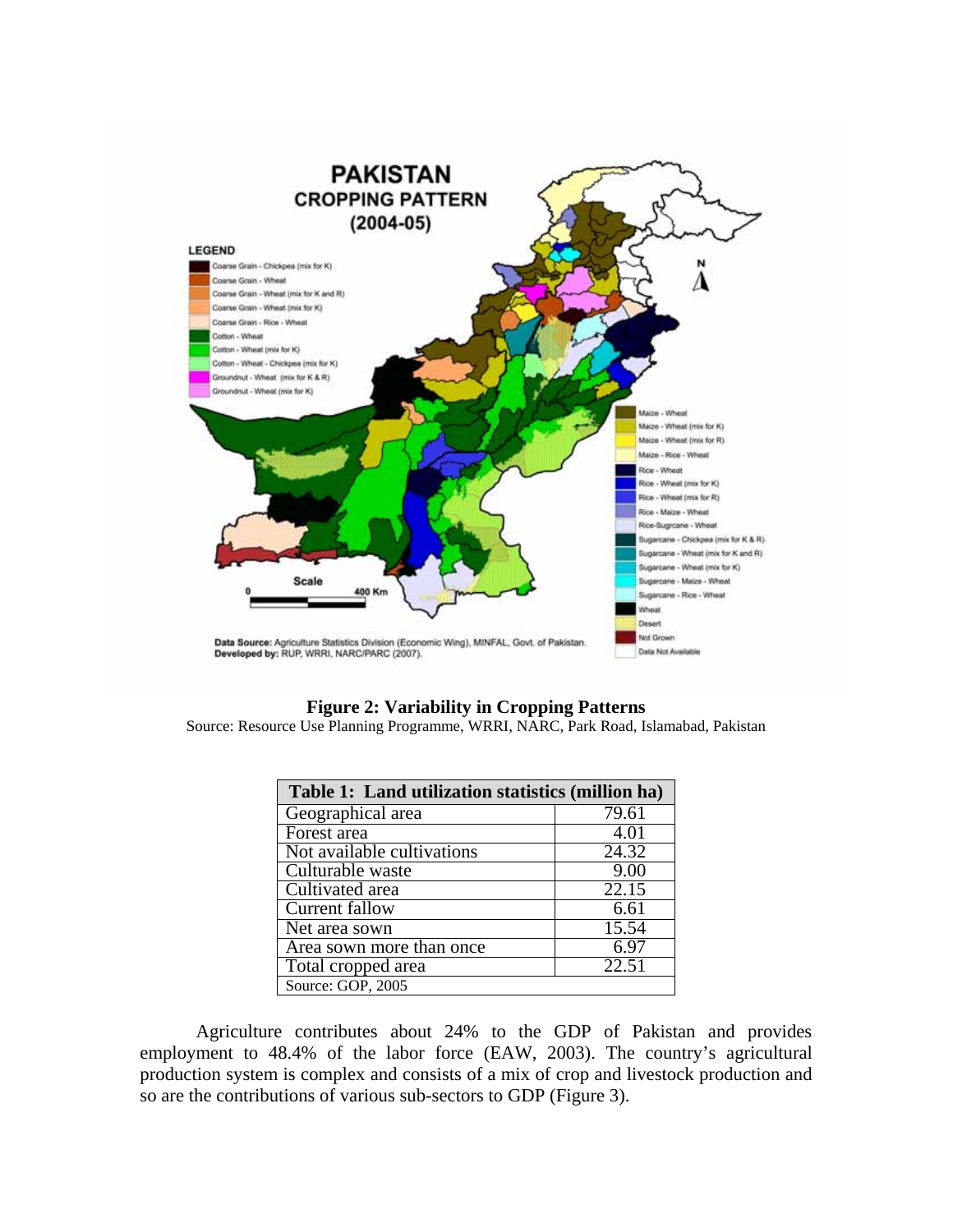**Figure 2: Variability in Cropping Patterns**

Source: Resource Use Planning Programme, WRRI, NARC, Park Road, Islamabad, Pakistan

| Table 1: Land utilization statistics (million ha) | |
|---|---|
| Geographical area | 79.61 |
| Forest area | 4.01 |
| Not available cultivations | 24.32 |
| Culturable waste | 9.00 |
| Cultivated area | 22.15 |
| Current fallow | 6.61 |
| Net area sown | 15.54 |
| Area sown more than once | 6.97 |
| Total cropped area | 22.51 |
| Source: GOP, 2005 | |

Agriculture contributes about 24% to the GDP of Pakistan and provides employment to 48.4% of the labor force (EAW, 2003). The country's agricultural production system is complex and consists of a mix of crop and livestock production and so are the contributions of various sub-sectors to GDP (Figure 3).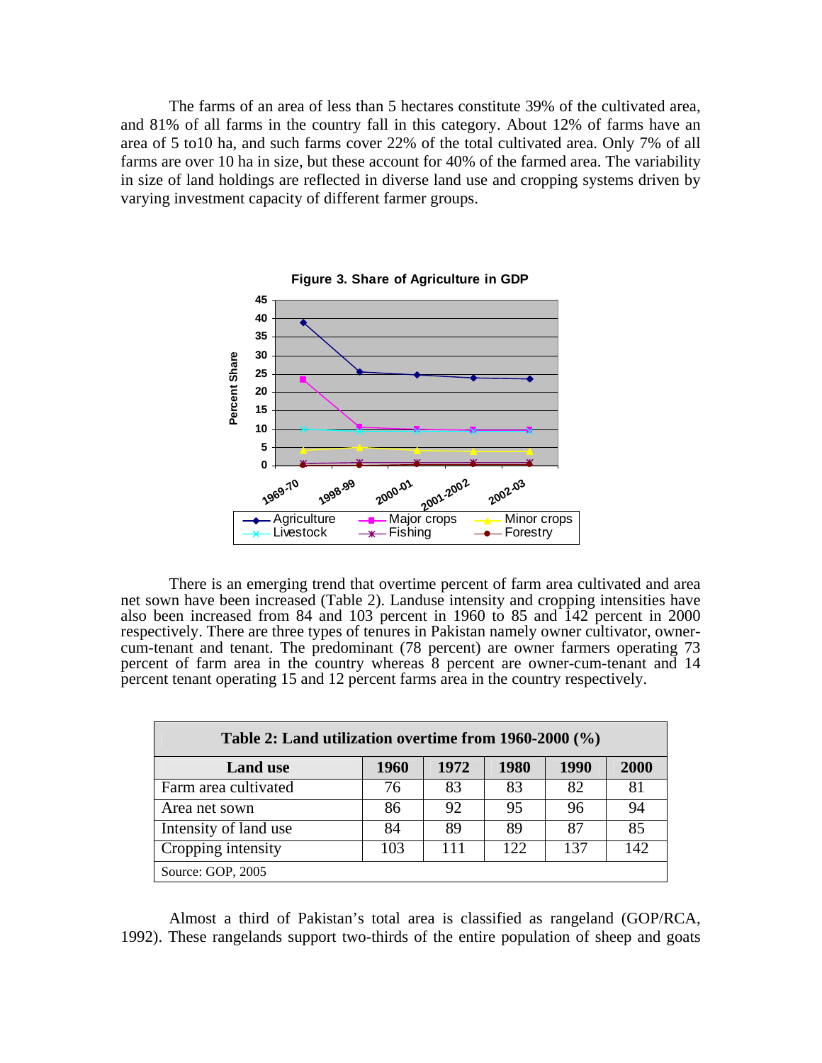The farms of an area of less than 5 hectares constitute 39% of the cultivated area, and 81% of all farms in the country fall in this category. About 12% of farms have an area of 5 to10 ha, and such farms cover 22% of the total cultivated area. Only 7% of all farms are over 10 ha in size, but these account for 40% of the farmed area. The variability in size of land holdings are reflected in diverse land use and cropping systems driven by varying investment capacity of different farmer groups.

**Figure 3. Share of Agriculture in GDP**

There is an emerging trend that overtime percent of farm area cultivated and area net sown have been increased (Table 2). Landuse intensity and cropping intensities have also been increased from 84 and 103 percent in 1960 to 85 and 142 percent in 2000 respectively. There are three types of tenures in Pakistan namely owner cultivator, owner-cum-tenant and tenant. The predominant (78 percent) are owner farmers operating 73 percent of farm area in the country whereas 8 percent are owner-cum-tenant and 14 percent tenant operating 15 and 12 percent farms area in the country respectively.

**Table 2: Land utilization overtime from 1960-2000 (%)**

| Land use | 1960 | 1972 | 1980 | 1990 | 2000 |
|---|---|---|---|---|---|
| Farm area cultivated | 76 | 83 | 83 | 82 | 81 |
| Area net sown | 86 | 92 | 95 | 96 | 94 |
| Intensity of land use | 84 | 89 | 89 | 87 | 85 |
| Cropping intensity | 103 | 111 | 122 | 137 | 142 |

Source: GOP, 2005

Almost a third of Pakistan's total area is classified as rangeland (GOP/RCA, 1992). These rangelands support two-thirds of the entire population of sheep and goats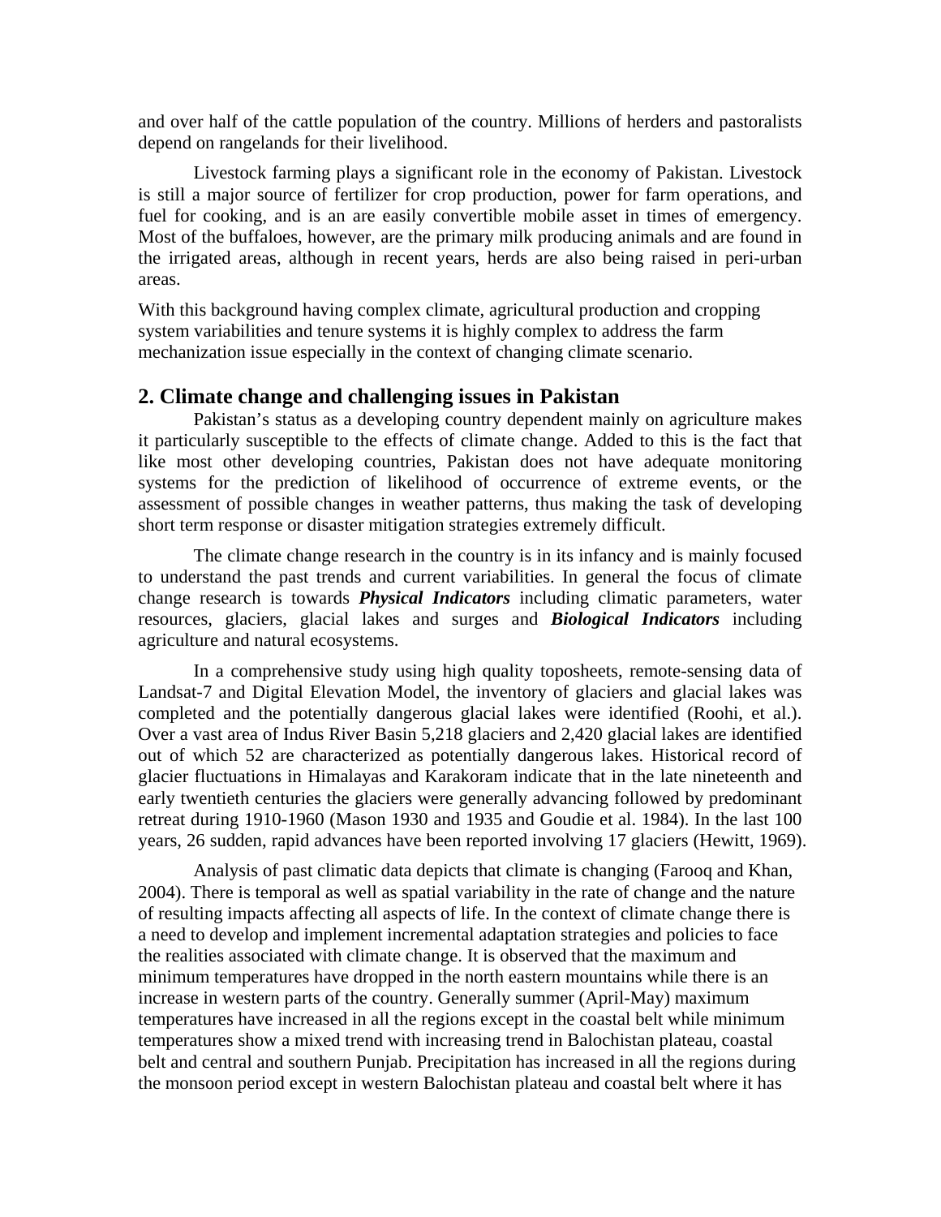and over half of the cattle population of the country. Millions of herders and pastoralists depend on rangelands for their livelihood.

Livestock farming plays a significant role in the economy of Pakistan. Livestock is still a major source of fertilizer for crop production, power for farm operations, and fuel for cooking, and is an are easily convertible mobile asset in times of emergency. Most of the buffaloes, however, are the primary milk producing animals and are found in the irrigated areas, although in recent years, herds are also being raised in peri-urban areas.

With this background having complex climate, agricultural production and cropping system variabilities and tenure systems it is highly complex to address the farm mechanization issue especially in the context of changing climate scenario.

## 2. Climate change and challenging issues in Pakistan

Pakistan's status as a developing country dependent mainly on agriculture makes it particularly susceptible to the effects of climate change. Added to this is the fact that like most other developing countries, Pakistan does not have adequate monitoring systems for the prediction of likelihood of occurrence of extreme events, or the assessment of possible changes in weather patterns, thus making the task of developing short term response or disaster mitigation strategies extremely difficult.

The climate change research in the country is in its infancy and is mainly focused to understand the past trends and current variabilities. In general the focus of climate change research is towards ***Physical Indicators*** including climatic parameters, water resources, glaciers, glacial lakes and surges and ***Biological Indicators*** including agriculture and natural ecosystems.

In a comprehensive study using high quality toposheets, remote-sensing data of Landsat-7 and Digital Elevation Model, the inventory of glaciers and glacial lakes was completed and the potentially dangerous glacial lakes were identified (Roohi, et al.). Over a vast area of Indus River Basin 5,218 glaciers and 2,420 glacial lakes are identified out of which 52 are characterized as potentially dangerous lakes. Historical record of glacier fluctuations in Himalayas and Karakoram indicate that in the late nineteenth and early twentieth centuries the glaciers were generally advancing followed by predominant retreat during 1910-1960 (Mason 1930 and 1935 and Goudie et al. 1984). In the last 100 years, 26 sudden, rapid advances have been reported involving 17 glaciers (Hewitt, 1969).

Analysis of past climatic data depicts that climate is changing (Farooq and Khan, 2004). There is temporal as well as spatial variability in the rate of change and the nature of resulting impacts affecting all aspects of life. In the context of climate change there is a need to develop and implement incremental adaptation strategies and policies to face the realities associated with climate change. It is observed that the maximum and minimum temperatures have dropped in the north eastern mountains while there is an increase in western parts of the country. Generally summer (April-May) maximum temperatures have increased in all the regions except in the coastal belt while minimum temperatures show a mixed trend with increasing trend in Balochistan plateau, coastal belt and central and southern Punjab. Precipitation has increased in all the regions during the monsoon period except in western Balochistan plateau and coastal belt where it has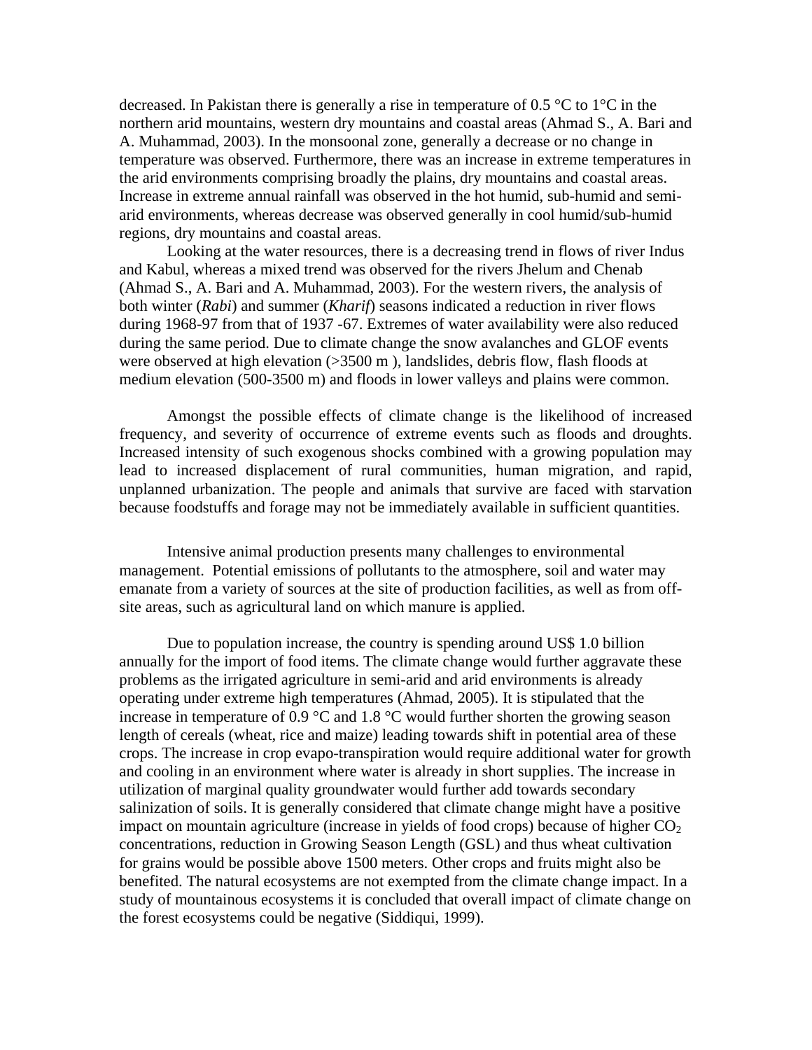decreased. In Pakistan there is generally a rise in temperature of 0.5 °C to 1°C in the northern arid mountains, western dry mountains and coastal areas (Ahmad S., A. Bari and A. Muhammad, 2003). In the monsoonal zone, generally a decrease or no change in temperature was observed. Furthermore, there was an increase in extreme temperatures in the arid environments comprising broadly the plains, dry mountains and coastal areas. Increase in extreme annual rainfall was observed in the hot humid, sub-humid and semi-arid environments, whereas decrease was observed generally in cool humid/sub-humid regions, dry mountains and coastal areas.

Looking at the water resources, there is a decreasing trend in flows of river Indus and Kabul, whereas a mixed trend was observed for the rivers Jhelum and Chenab (Ahmad S., A. Bari and A. Muhammad, 2003). For the western rivers, the analysis of both winter (*Rabi*) and summer (*Kharif*) seasons indicated a reduction in river flows during 1968-97 from that of 1937 -67. Extremes of water availability were also reduced during the same period. Due to climate change the snow avalanches and GLOF events were observed at high elevation (>3500 m ), landslides, debris flow, flash floods at medium elevation (500-3500 m) and floods in lower valleys and plains were common.

Amongst the possible effects of climate change is the likelihood of increased frequency, and severity of occurrence of extreme events such as floods and droughts. Increased intensity of such exogenous shocks combined with a growing population may lead to increased displacement of rural communities, human migration, and rapid, unplanned urbanization. The people and animals that survive are faced with starvation because foodstuffs and forage may not be immediately available in sufficient quantities.

Intensive animal production presents many challenges to environmental management. Potential emissions of pollutants to the atmosphere, soil and water may emanate from a variety of sources at the site of production facilities, as well as from off-site areas, such as agricultural land on which manure is applied.

Due to population increase, the country is spending around US$ 1.0 billion annually for the import of food items. The climate change would further aggravate these problems as the irrigated agriculture in semi-arid and arid environments is already operating under extreme high temperatures (Ahmad, 2005). It is stipulated that the increase in temperature of 0.9 °C and 1.8 °C would further shorten the growing season length of cereals (wheat, rice and maize) leading towards shift in potential area of these crops. The increase in crop evapo-transpiration would require additional water for growth and cooling in an environment where water is already in short supplies. The increase in utilization of marginal quality groundwater would further add towards secondary salinization of soils. It is generally considered that climate change might have a positive impact on mountain agriculture (increase in yields of food crops) because of higher $CO_2$ concentrations, reduction in Growing Season Length (GSL) and thus wheat cultivation for grains would be possible above 1500 meters. Other crops and fruits might also be benefited. The natural ecosystems are not exempted from the climate change impact. In a study of mountainous ecosystems it is concluded that overall impact of climate change on the forest ecosystems could be negative (Siddiqui, 1999).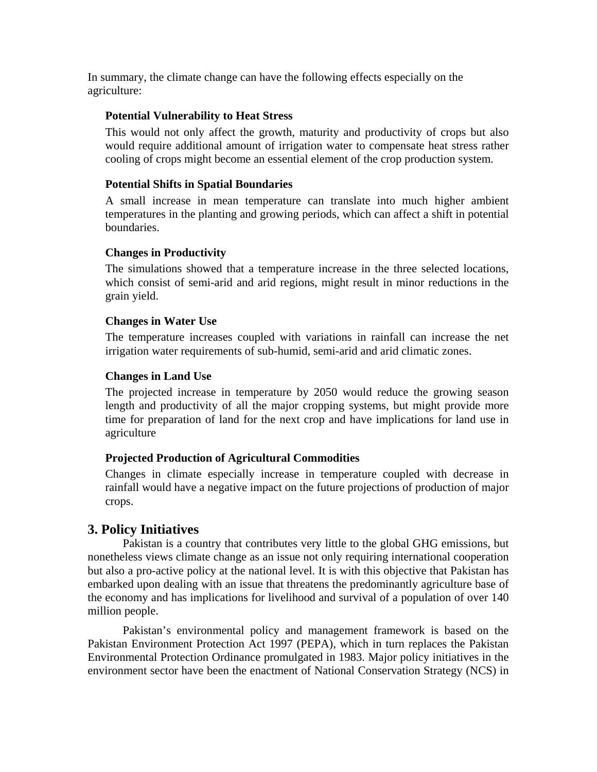In summary, the climate change can have the following effects especially on the agriculture:

**Potential Vulnerability to Heat Stress**

This would not only affect the growth, maturity and productivity of crops but also would require additional amount of irrigation water to compensate heat stress rather cooling of crops might become an essential element of the crop production system.

**Potential Shifts in Spatial Boundaries**

A small increase in mean temperature can translate into much higher ambient temperatures in the planting and growing periods, which can affect a shift in potential boundaries.

**Changes in Productivity**

The simulations showed that a temperature increase in the three selected locations, which consist of semi-arid and arid regions, might result in minor reductions in the grain yield.

**Changes in Water Use**

The temperature increases coupled with variations in rainfall can increase the net irrigation water requirements of sub-humid, semi-arid and arid climatic zones.

**Changes in Land Use**

The projected increase in temperature by 2050 would reduce the growing season length and productivity of all the major cropping systems, but might provide more time for preparation of land for the next crop and have implications for land use in agriculture

**Projected Production of Agricultural Commodities**

Changes in climate especially increase in temperature coupled with decrease in rainfall would have a negative impact on the future projections of production of major crops.

## 3. Policy Initiatives

Pakistan is a country that contributes very little to the global GHG emissions, but nonetheless views climate change as an issue not only requiring international cooperation but also a pro-active policy at the national level. It is with this objective that Pakistan has embarked upon dealing with an issue that threatens the predominantly agriculture base of the economy and has implications for livelihood and survival of a population of over 140 million people.

Pakistan's environmental policy and management framework is based on the Pakistan Environment Protection Act 1997 (PEPA), which in turn replaces the Pakistan Environmental Protection Ordinance promulgated in 1983. Major policy initiatives in the environment sector have been the enactment of National Conservation Strategy (NCS) in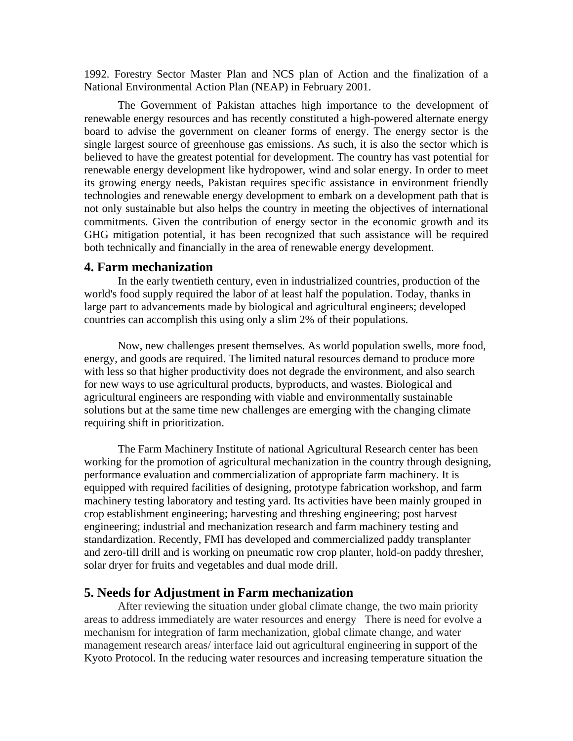1992. Forestry Sector Master Plan and NCS plan of Action and the finalization of a National Environmental Action Plan (NEAP) in February 2001.

The Government of Pakistan attaches high importance to the development of renewable energy resources and has recently constituted a high-powered alternate energy board to advise the government on cleaner forms of energy. The energy sector is the single largest source of greenhouse gas emissions. As such, it is also the sector which is believed to have the greatest potential for development. The country has vast potential for renewable energy development like hydropower, wind and solar energy. In order to meet its growing energy needs, Pakistan requires specific assistance in environment friendly technologies and renewable energy development to embark on a development path that is not only sustainable but also helps the country in meeting the objectives of international commitments. Given the contribution of energy sector in the economic growth and its GHG mitigation potential, it has been recognized that such assistance will be required both technically and financially in the area of renewable energy development.

## 4. Farm mechanization

In the early twentieth century, even in industrialized countries, production of the world's food supply required the labor of at least half the population. Today, thanks in large part to advancements made by biological and agricultural engineers; developed countries can accomplish this using only a slim 2% of their populations.

Now, new challenges present themselves. As world population swells, more food, energy, and goods are required. The limited natural resources demand to produce more with less so that higher productivity does not degrade the environment, and also search for new ways to use agricultural products, byproducts, and wastes. Biological and agricultural engineers are responding with viable and environmentally sustainable solutions but at the same time new challenges are emerging with the changing climate requiring shift in prioritization.

The Farm Machinery Institute of national Agricultural Research center has been working for the promotion of agricultural mechanization in the country through designing, performance evaluation and commercialization of appropriate farm machinery. It is equipped with required facilities of designing, prototype fabrication workshop, and farm machinery testing laboratory and testing yard. Its activities have been mainly grouped in crop establishment engineering; harvesting and threshing engineering; post harvest engineering; industrial and mechanization research and farm machinery testing and standardization. Recently, FMI has developed and commercialized paddy transplanter and zero-till drill and is working on pneumatic row crop planter, hold-on paddy thresher, solar dryer for fruits and vegetables and dual mode drill.

## 5. Needs for Adjustment in Farm mechanization

After reviewing the situation under global climate change, the two main priority areas to address immediately are water resources and energy There is need for evolve a mechanism for integration of farm mechanization, global climate change, and water management research areas/ interface laid out agricultural engineering in support of the Kyoto Protocol. In the reducing water resources and increasing temperature situation the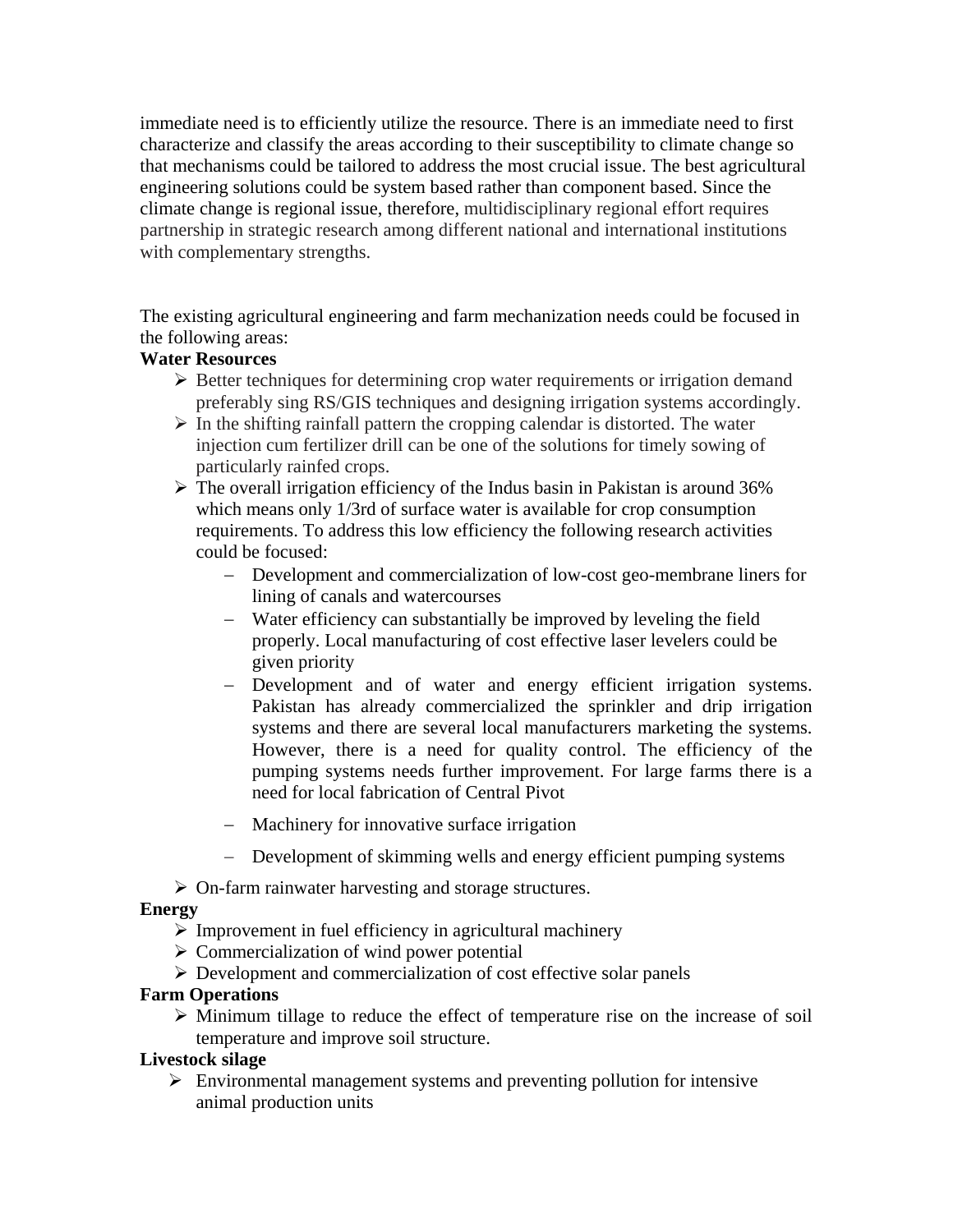immediate need is to efficiently utilize the resource. There is an immediate need to first characterize and classify the areas according to their susceptibility to climate change so that mechanisms could be tailored to address the most crucial issue. The best agricultural engineering solutions could be system based rather than component based. Since the climate change is regional issue, therefore, multidisciplinary regional effort requires partnership in strategic research among different national and international institutions with complementary strengths.

The existing agricultural engineering and farm mechanization needs could be focused in the following areas:

**Water Resources**

- Better techniques for determining crop water requirements or irrigation demand preferably sing RS/GIS techniques and designing irrigation systems accordingly.
- In the shifting rainfall pattern the cropping calendar is distorted. The water injection cum fertilizer drill can be one of the solutions for timely sowing of particularly rainfed crops.
- The overall irrigation efficiency of the Indus basin in Pakistan is around 36% which means only 1/3rd of surface water is available for crop consumption requirements. To address this low efficiency the following research activities could be focused:
  - Development and commercialization of low-cost geo-membrane liners for lining of canals and watercourses
  - Water efficiency can substantially be improved by leveling the field properly. Local manufacturing of cost effective laser levelers could be given priority
  - Development and of water and energy efficient irrigation systems. Pakistan has already commercialized the sprinkler and drip irrigation systems and there are several local manufacturers marketing the systems. However, there is a need for quality control. The efficiency of the pumping systems needs further improvement. For large farms there is a need for local fabrication of Central Pivot
  - Machinery for innovative surface irrigation
  - Development of skimming wells and energy efficient pumping systems
- On-farm rainwater harvesting and storage structures.

**Energy**

- Improvement in fuel efficiency in agricultural machinery
- Commercialization of wind power potential
- Development and commercialization of cost effective solar panels

**Farm Operations**

- Minimum tillage to reduce the effect of temperature rise on the increase of soil temperature and improve soil structure.

**Livestock silage**

- Environmental management systems and preventing pollution for intensive animal production units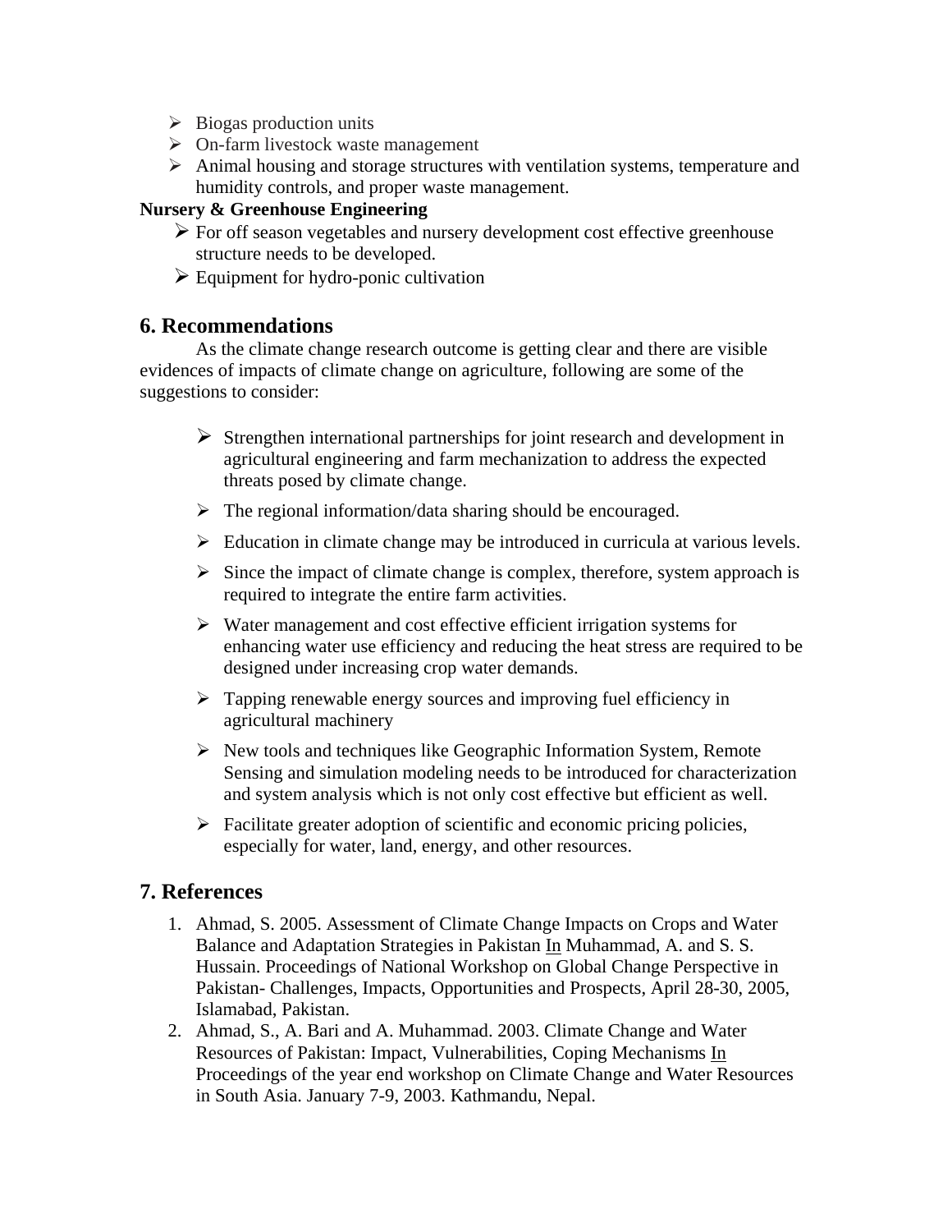- Biogas production units
- On-farm livestock waste management
- Animal housing and storage structures with ventilation systems, temperature and humidity controls, and proper waste management.

**Nursery & Greenhouse Engineering**

- For off season vegetables and nursery development cost effective greenhouse structure needs to be developed.
- Equipment for hydro-ponic cultivation

## 6. Recommendations

As the climate change research outcome is getting clear and there are visible evidences of impacts of climate change on agriculture, following are some of the suggestions to consider:

- Strengthen international partnerships for joint research and development in agricultural engineering and farm mechanization to address the expected threats posed by climate change.
- The regional information/data sharing should be encouraged.
- Education in climate change may be introduced in curricula at various levels.
- Since the impact of climate change is complex, therefore, system approach is required to integrate the entire farm activities.
- Water management and cost effective efficient irrigation systems for enhancing water use efficiency and reducing the heat stress are required to be designed under increasing crop water demands.
- Tapping renewable energy sources and improving fuel efficiency in agricultural machinery
- New tools and techniques like Geographic Information System, Remote Sensing and simulation modeling needs to be introduced for characterization and system analysis which is not only cost effective but efficient as well.
- Facilitate greater adoption of scientific and economic pricing policies, especially for water, land, energy, and other resources.

## 7. References

1. Ahmad, S. 2005. Assessment of Climate Change Impacts on Crops and Water Balance and Adaptation Strategies in Pakistan In Muhammad, A. and S. S. Hussain. Proceedings of National Workshop on Global Change Perspective in Pakistan- Challenges, Impacts, Opportunities and Prospects, April 28-30, 2005, Islamabad, Pakistan.
2. Ahmad, S., A. Bari and A. Muhammad. 2003. Climate Change and Water Resources of Pakistan: Impact, Vulnerabilities, Coping Mechanisms In Proceedings of the year end workshop on Climate Change and Water Resources in South Asia. January 7-9, 2003. Kathmandu, Nepal.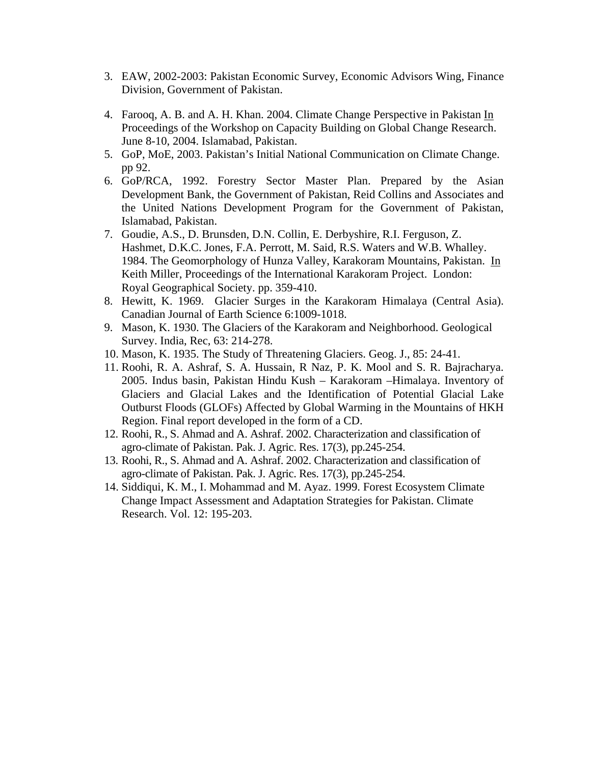3. EAW, 2002-2003: Pakistan Economic Survey, Economic Advisors Wing, Finance Division, Government of Pakistan.

4. Farooq, A. B. and A. H. Khan. 2004. Climate Change Perspective in Pakistan In Proceedings of the Workshop on Capacity Building on Global Change Research. June 8-10, 2004. Islamabad, Pakistan.
5. GoP, MoE, 2003. Pakistan's Initial National Communication on Climate Change. pp 92.
6. GoP/RCA, 1992. Forestry Sector Master Plan. Prepared by the Asian Development Bank, the Government of Pakistan, Reid Collins and Associates and the United Nations Development Program for the Government of Pakistan, Islamabad, Pakistan.
7. Goudie, A.S., D. Brunsden, D.N. Collin, E. Derbyshire, R.I. Ferguson, Z. Hashmet, D.K.C. Jones, F.A. Perrott, M. Said, R.S. Waters and W.B. Whalley. 1984. The Geomorphology of Hunza Valley, Karakoram Mountains, Pakistan. In Keith Miller, Proceedings of the International Karakoram Project. London: Royal Geographical Society. pp. 359-410.
8. Hewitt, K. 1969. Glacier Surges in the Karakoram Himalaya (Central Asia). Canadian Journal of Earth Science 6:1009-1018.
9. Mason, K. 1930. The Glaciers of the Karakoram and Neighborhood. Geological Survey. India, Rec, 63: 214-278.
10. Mason, K. 1935. The Study of Threatening Glaciers. Geog. J., 85: 24-41.
11. Roohi, R. A. Ashraf, S. A. Hussain, R Naz, P. K. Mool and S. R. Bajracharya. 2005. Indus basin, Pakistan Hindu Kush – Karakoram –Himalaya. Inventory of Glaciers and Glacial Lakes and the Identification of Potential Glacial Lake Outburst Floods (GLOFs) Affected by Global Warming in the Mountains of HKH Region. Final report developed in the form of a CD.
12. Roohi, R., S. Ahmad and A. Ashraf. 2002. Characterization and classification of agro-climate of Pakistan. Pak. J. Agric. Res. 17(3), pp.245-254.
13. Roohi, R., S. Ahmad and A. Ashraf. 2002. Characterization and classification of agro-climate of Pakistan. Pak. J. Agric. Res. 17(3), pp.245-254.
14. Siddiqui, K. M., I. Mohammad and M. Ayaz. 1999. Forest Ecosystem Climate Change Impact Assessment and Adaptation Strategies for Pakistan. Climate Research. Vol. 12: 195-203.